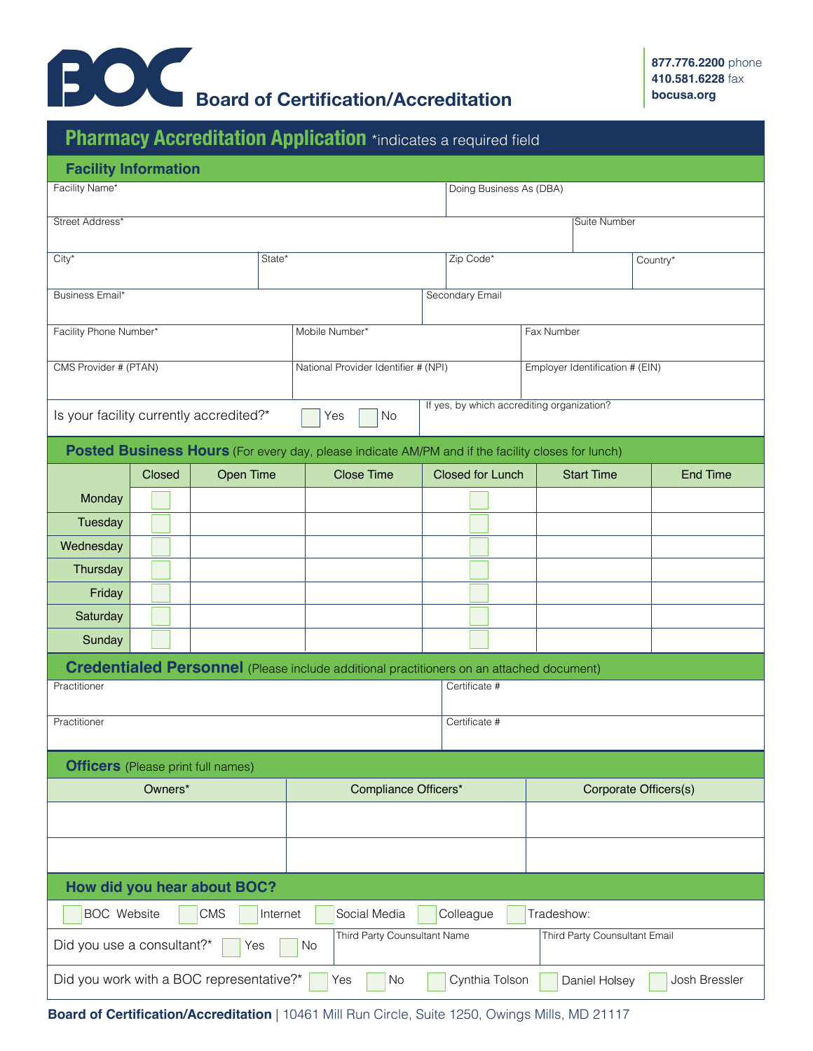# BOC Board of Certification/Accreditation

**877.776.2200** phone
**410.581.6228** fax
**bocusa.org**

## Pharmacy Accreditation Application *indicates a required field

### Facility Information

| Facility Name* | Doing Business As (DBA) |
|---|---|
| | |

| Street Address* | Suite Number |
|---|---|
| | |

| City* | State* | Zip Code* | Country* |
|---|---|---|---|
| | | | |

| Business Email* | Secondary Email |
|---|---|
| | |

| Facility Phone Number* | Mobile Number* | Fax Number |
|---|---|---|
| | | |

| CMS Provider # (PTAN) | National Provider Identifier # (NPI) | Employer Identification # (EIN) |
|---|---|---|
| | | |

Is your facility currently accredited?* ☐ Yes ☐ No — If yes, by which accrediting organization?

### Posted Business Hours (For every day, please indicate AM/PM and if the facility closes for lunch)

| | Closed | Open Time | Close Time | Closed for Lunch | Start Time | End Time |
|---|---|---|---|---|---|---|
| Monday | ☐ | | | ☐ | | |
| Tuesday | ☐ | | | ☐ | | |
| Wednesday | ☐ | | | ☐ | | |
| Thursday | ☐ | | | ☐ | | |
| Friday | ☐ | | | ☐ | | |
| Saturday | ☐ | | | ☐ | | |
| Sunday | ☐ | | | ☐ | | |

### Credentialed Personnel (Please include additional practitioners on an attached document)

| Practitioner | Certificate # |
|---|---|
| | |
| Practitioner | Certificate # |
| | |

### Officers (Please print full names)

| Owners* | Compliance Officers* | Corporate Officers(s) |
|---|---|---|
| | | |
| | | |

### How did you hear about BOC?

☐ BOC Website ☐ CMS ☐ Internet ☐ Social Media ☐ Colleague ☐ Tradeshow:

Did you use a consultant?* ☐ Yes ☐ No — Third Party Cousultant Name — Third Party Cousultant Email

Did you work with a BOC representative?* ☐ Yes ☐ No ☐ Cynthia Tolson ☐ Daniel Holsey ☐ Josh Bressler

**Board of Certification/Accreditation** | 10461 Mill Run Circle, Suite 1250, Owings Mills, MD 21117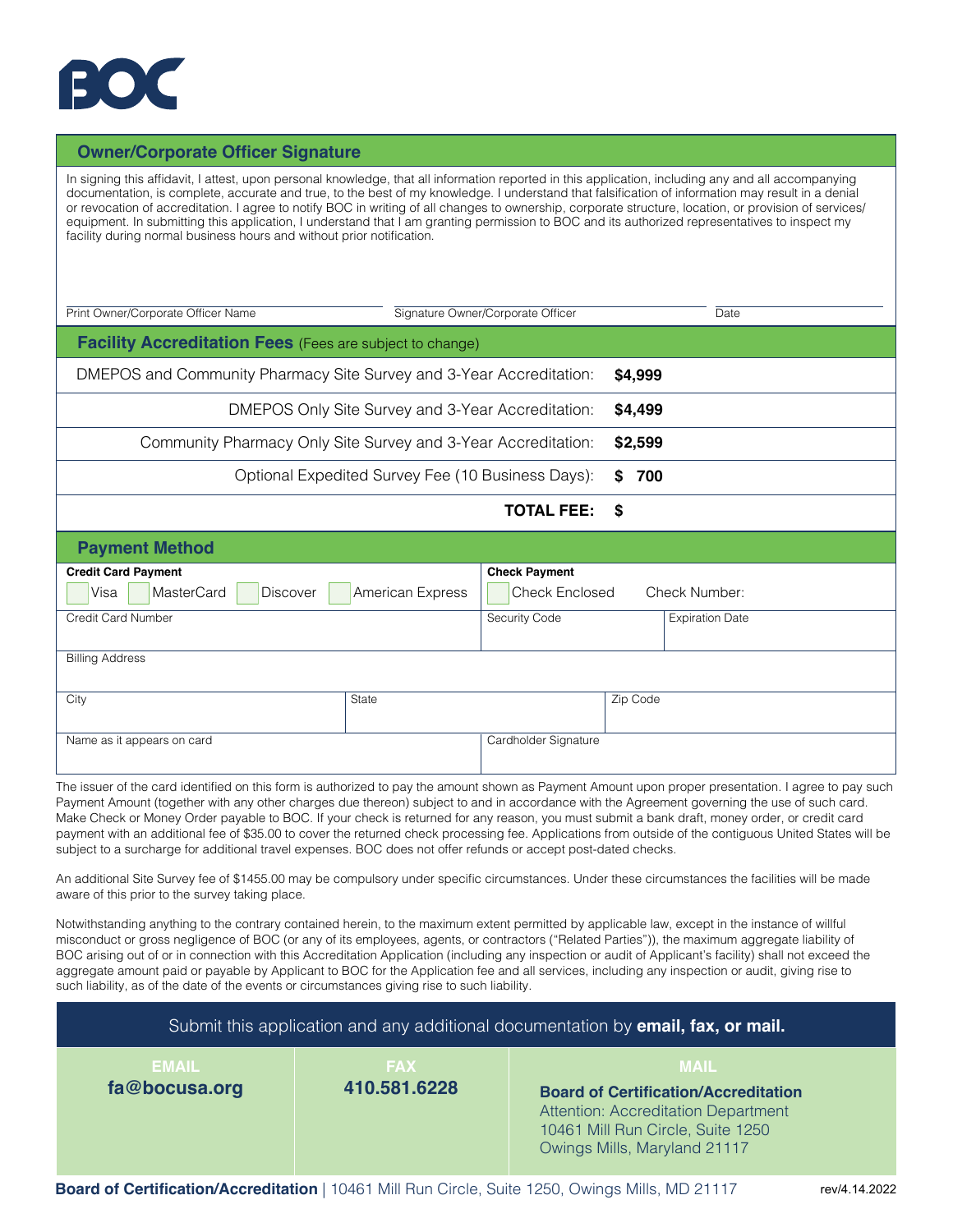BOC

## Owner/Corporate Officer Signature

In signing this affidavit, I attest, upon personal knowledge, that all information reported in this application, including any and all accompanying documentation, is complete, accurate and true, to the best of my knowledge. I understand that falsification of information may result in a denial or revocation of accreditation. I agree to notify BOC in writing of all changes to ownership, corporate structure, location, or provision of services/equipment. In submitting this application, I understand that I am granting permission to BOC and its authorized representatives to inspect my facility during normal business hours and without prior notification.

| Print Owner/Corporate Officer Name | Signature Owner/Corporate Officer | Date |
|---|---|---|
| | | |

## Facility Accreditation Fees (Fees are subject to change)

| | |
|---|---|
| DMEPOS and Community Pharmacy Site Survey and 3-Year Accreditation: | **$4,999** |
| DMEPOS Only Site Survey and 3-Year Accreditation: | **$4,499** |
| Community Pharmacy Only Site Survey and 3-Year Accreditation: | **$2,599** |
| Optional Expedited Survey Fee (10 Business Days): | **$ 700** |
| **TOTAL FEE:** | **$** |

## Payment Method

| | | | |
|---|---|---|---|
| **Credit Card Payment** ☐ Visa ☐ MasterCard ☐ Discover ☐ American Express | | **Check Payment** ☐ Check Enclosed Check Number: | |
| Credit Card Number | | Security Code | Expiration Date |
| Billing Address | | | |
| City | State | | Zip Code |
| Name as it appears on card | | Cardholder Signature | |

The issuer of the card identified on this form is authorized to pay the amount shown as Payment Amount upon proper presentation. I agree to pay such Payment Amount (together with any other charges due thereon) subject to and in accordance with the Agreement governing the use of such card. Make Check or Money Order payable to BOC. If your check is returned for any reason, you must submit a bank draft, money order, or credit card payment with an additional fee of $35.00 to cover the returned check processing fee. Applications from outside of the contiguous United States will be subject to a surcharge for additional travel expenses. BOC does not offer refunds or accept post-dated checks.

An additional Site Survey fee of $1455.00 may be compulsory under specific circumstances. Under these circumstances the facilities will be made aware of this prior to the survey taking place.

Notwithstanding anything to the contrary contained herein, to the maximum extent permitted by applicable law, except in the instance of willful misconduct or gross negligence of BOC (or any of its employees, agents, or contractors ("Related Parties")), the maximum aggregate liability of BOC arising out of or in connection with this Accreditation Application (including any inspection or audit of Applicant's facility) shall not exceed the aggregate amount paid or payable by Applicant to BOC for the Application fee and all services, including any inspection or audit, giving rise to such liability, as of the date of the events or circumstances giving rise to such liability.

Submit this application and any additional documentation by **email, fax, or mail.**

| EMAIL | FAX | MAIL |
|---|---|---|
| **fa@bocusa.org** | **410.581.6228** | **Board of Certification/Accreditation** Attention: Accreditation Department 10461 Mill Run Circle, Suite 1250 Owings Mills, Maryland 21117 |

**Board of Certification/Accreditation** | 10461 Mill Run Circle, Suite 1250, Owings Mills, MD 21117 rev/4.14.2022